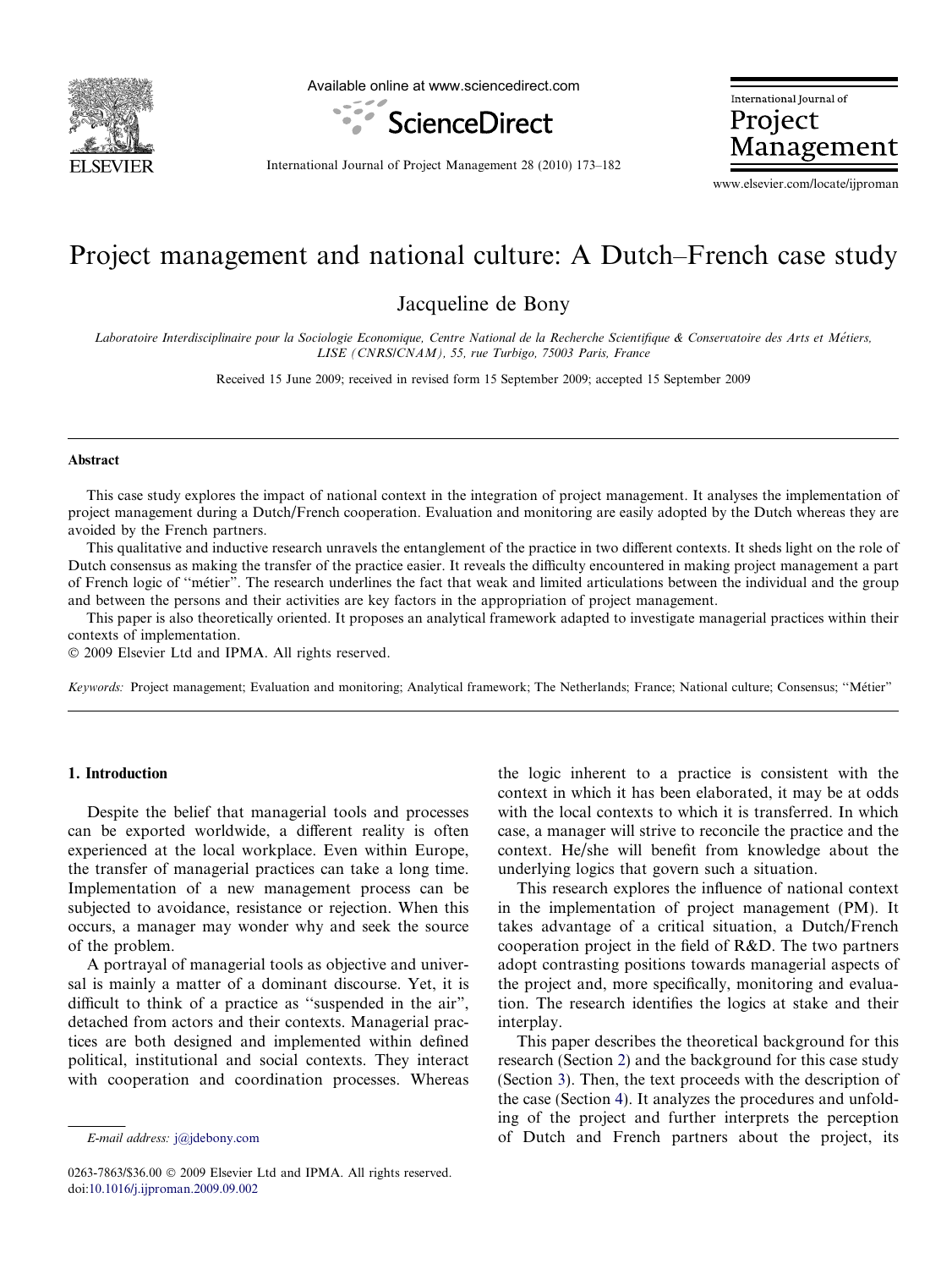# Project management and national culture: A Dutch–French case study

Jacqueline de Bony

*Laboratoire Interdisciplinaire pour la Sociologie Economique, Centre National de la Recherche Scientifique & Conservatoire des Arts et Métiers, LISE (CNRS/CNAM), 55, rue Turbigo, 75003 Paris, France*

Received 15 June 2009; received in revised form 15 September 2009; accepted 15 September 2009

## Abstract

This case study explores the impact of national context in the integration of project management. It analyses the implementation of project management during a Dutch/French cooperation. Evaluation and monitoring are easily adopted by the Dutch whereas they are avoided by the French partners.

This qualitative and inductive research unravels the entanglement of the practice in two different contexts. It sheds light on the role of Dutch consensus as making the transfer of the practice easier. It reveals the difficulty encountered in making project management a part of French logic of "métier". The research underlines the fact that weak and limited articulations between the individual and the group and between the persons and their activities are key factors in the appropriation of project management.

This paper is also theoretically oriented. It proposes an analytical framework adapted to investigate managerial practices within their contexts of implementation.

© 2009 Elsevier Ltd and IPMA. All rights reserved.

*Keywords:* Project management; Evaluation and monitoring; Analytical framework; The Netherlands; France; National culture; Consensus; "Métier"

## 1. Introduction

Despite the belief that managerial tools and processes can be exported worldwide, a different reality is often experienced at the local workplace. Even within Europe, the transfer of managerial practices can take a long time. Implementation of a new management process can be subjected to avoidance, resistance or rejection. When this occurs, a manager may wonder why and seek the source of the problem.

A portrayal of managerial tools as objective and universal is mainly a matter of a dominant discourse. Yet, it is difficult to think of a practice as "suspended in the air", detached from actors and their contexts. Managerial practices are both designed and implemented within defined political, institutional and social contexts. They interact with cooperation and coordination processes. Whereas the logic inherent to a practice is consistent with the context in which it has been elaborated, it may be at odds with the local contexts to which it is transferred. In which case, a manager will strive to reconcile the practice and the context. He/she will benefit from knowledge about the underlying logics that govern such a situation.

This research explores the influence of national context in the implementation of project management (PM). It takes advantage of a critical situation, a Dutch/French cooperation project in the field of R&D. The two partners adopt contrasting positions towards managerial aspects of the project and, more specifically, monitoring and evaluation. The research identifies the logics at stake and their interplay.

This paper describes the theoretical background for this research (Section 2) and the background for this case study (Section 3). Then, the text proceeds with the description of the case (Section 4). It analyzes the procedures and unfolding of the project and further interprets the perception of Dutch and French partners about the project, its

*E-mail address:* j@jdebony.com

0263-7863/$36.00 © 2009 Elsevier Ltd and IPMA. All rights reserved.
doi:10.1016/j.ijproman.2009.09.002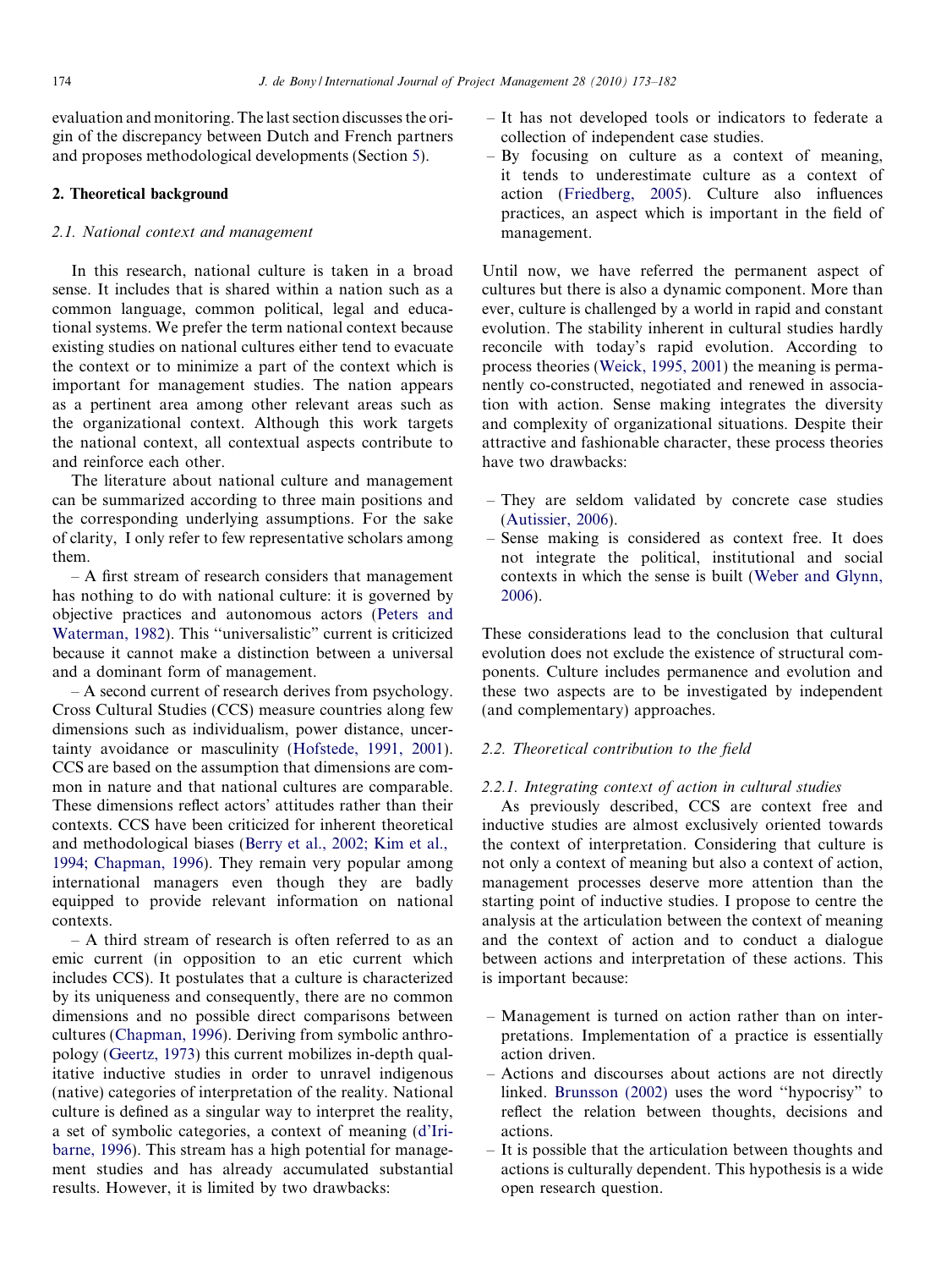evaluation and monitoring. The last section discusses the origin of the discrepancy between Dutch and French partners and proposes methodological developments (Section 5).

## 2. Theoretical background

### 2.1. National context and management

In this research, national culture is taken in a broad sense. It includes that is shared within a nation such as a common language, common political, legal and educational systems. We prefer the term national context because existing studies on national cultures either tend to evacuate the context or to minimize a part of the context which is important for management studies. The nation appears as a pertinent area among other relevant areas such as the organizational context. Although this work targets the national context, all contextual aspects contribute to and reinforce each other.

The literature about national culture and management can be summarized according to three main positions and the corresponding underlying assumptions. For the sake of clarity, I only refer to few representative scholars among them.

– A first stream of research considers that management has nothing to do with national culture: it is governed by objective practices and autonomous actors (Peters and Waterman, 1982). This "universalistic" current is criticized because it cannot make a distinction between a universal and a dominant form of management.

– A second current of research derives from psychology. Cross Cultural Studies (CCS) measure countries along few dimensions such as individualism, power distance, uncertainty avoidance or masculinity (Hofstede, 1991, 2001). CCS are based on the assumption that dimensions are common in nature and that national cultures are comparable. These dimensions reflect actors' attitudes rather than their contexts. CCS have been criticized for inherent theoretical and methodological biases (Berry et al., 2002; Kim et al., 1994; Chapman, 1996). They remain very popular among international managers even though they are badly equipped to provide relevant information on national contexts.

– A third stream of research is often referred to as an emic current (in opposition to an etic current which includes CCS). It postulates that a culture is characterized by its uniqueness and consequently, there are no common dimensions and no possible direct comparisons between cultures (Chapman, 1996). Deriving from symbolic anthropology (Geertz, 1973) this current mobilizes in-depth qualitative inductive studies in order to unravel indigenous (native) categories of interpretation of the reality. National culture is defined as a singular way to interpret the reality, a set of symbolic categories, a context of meaning (d'Iribarne, 1996). This stream has a high potential for management studies and has already accumulated substantial results. However, it is limited by two drawbacks:

– It has not developed tools or indicators to federate a collection of independent case studies.
– By focusing on culture as a context of meaning, it tends to underestimate culture as a context of action (Friedberg, 2005). Culture also influences practices, an aspect which is important in the field of management.

Until now, we have referred the permanent aspect of cultures but there is also a dynamic component. More than ever, culture is challenged by a world in rapid and constant evolution. The stability inherent in cultural studies hardly reconcile with today's rapid evolution. According to process theories (Weick, 1995, 2001) the meaning is permanently co-constructed, negotiated and renewed in association with action. Sense making integrates the diversity and complexity of organizational situations. Despite their attractive and fashionable character, these process theories have two drawbacks:

– They are seldom validated by concrete case studies (Autissier, 2006).
– Sense making is considered as context free. It does not integrate the political, institutional and social contexts in which the sense is built (Weber and Glynn, 2006).

These considerations lead to the conclusion that cultural evolution does not exclude the existence of structural components. Culture includes permanence and evolution and these two aspects are to be investigated by independent (and complementary) approaches.

### 2.2. Theoretical contribution to the field

#### 2.2.1. Integrating context of action in cultural studies

As previously described, CCS are context free and inductive studies are almost exclusively oriented towards the context of interpretation. Considering that culture is not only a context of meaning but also a context of action, management processes deserve more attention than the starting point of inductive studies. I propose to centre the analysis at the articulation between the context of meaning and the context of action and to conduct a dialogue between actions and interpretation of these actions. This is important because:

– Management is turned on action rather than on interpretations. Implementation of a practice is essentially action driven.
– Actions and discourses about actions are not directly linked. Brunsson (2002) uses the word "hypocrisy" to reflect the relation between thoughts, decisions and actions.
– It is possible that the articulation between thoughts and actions is culturally dependent. This hypothesis is a wide open research question.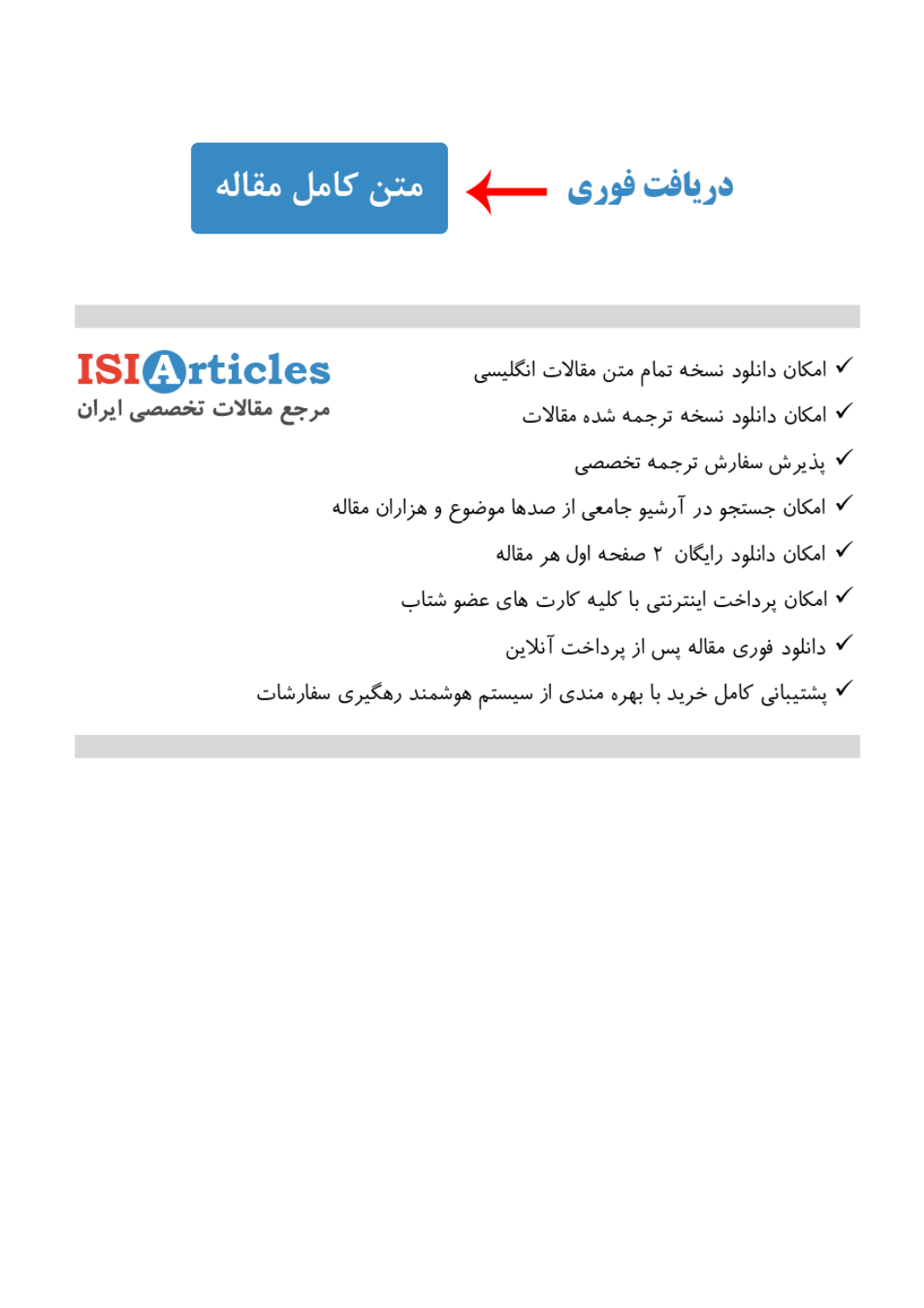دریافت فوری ← متن کامل مقاله

**ISIArticles**
مرجع مقالات تخصصی ایران

- ✓ امکان دانلود نسخه تمام متن مقالات انگلیسی
- ✓ امکان دانلود نسخه ترجمه شده مقالات
- ✓ پذیرش سفارش ترجمه تخصصی
- ✓ امکان جستجو در آرشیو جامعی از صدها موضوع و هزاران مقاله
- ✓ امکان دانلود رایگان ۲ صفحه اول هر مقاله
- ✓ امکان پرداخت اینترنتی با کلیه کارت های عضو شتاب
- ✓ دانلود فوری مقاله پس از پرداخت آنلاین
- ✓ پشتیبانی کامل خرید با بهره مندی از سیستم هوشمند رهگیری سفارشات